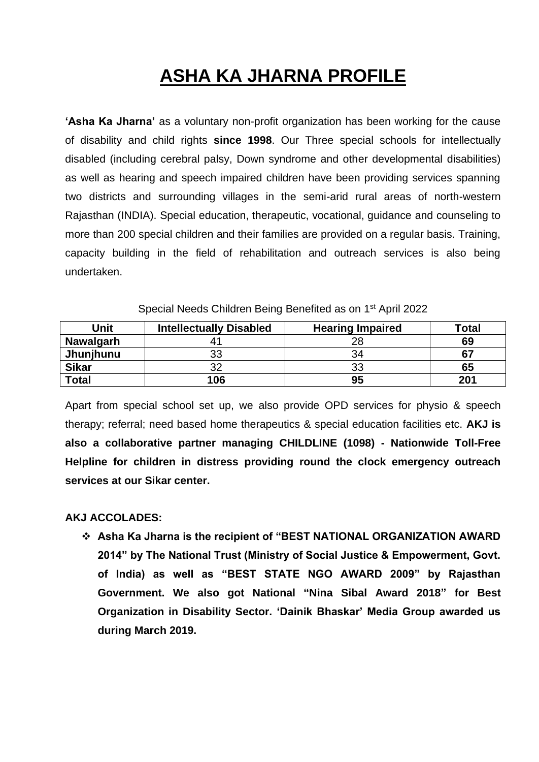# ASHA KA JHARNA PROFILE

**'Asha Ka Jharna'** as a voluntary non-profit organization has been working for the cause of disability and child rights **since 1998**. Our Three special schools for intellectually disabled (including cerebral palsy, Down syndrome and other developmental disabilities) as well as hearing and speech impaired children have been providing services spanning two districts and surrounding villages in the semi-arid rural areas of north-western Rajasthan (INDIA). Special education, therapeutic, vocational, guidance and counseling to more than 200 special children and their families are provided on a regular basis. Training, capacity building in the field of rehabilitation and outreach services is also being undertaken.

Special Needs Children Being Benefited as on 1st April 2022

| Unit | Intellectually Disabled | Hearing Impaired | Total |
|---|---|---|---|
| **Nawalgarh** | 41 | 28 | **69** |
| **Jhunjhunu** | 33 | 34 | **67** |
| **Sikar** | 32 | 33 | **65** |
| **Total** | **106** | **95** | **201** |

Apart from special school set up, we also provide OPD services for physio & speech therapy; referral; need based home therapeutics & special education facilities etc. **AKJ is also a collaborative partner managing CHILDLINE (1098) - Nationwide Toll-Free Helpline for children in distress providing round the clock emergency outreach services at our Sikar center.**

**AKJ ACCOLADES:**

- **Asha Ka Jharna is the recipient of "BEST NATIONAL ORGANIZATION AWARD 2014" by The National Trust (Ministry of Social Justice & Empowerment, Govt. of India) as well as "BEST STATE NGO AWARD 2009" by Rajasthan Government. We also got National "Nina Sibal Award 2018" for Best Organization in Disability Sector. 'Dainik Bhaskar' Media Group awarded us during March 2019.**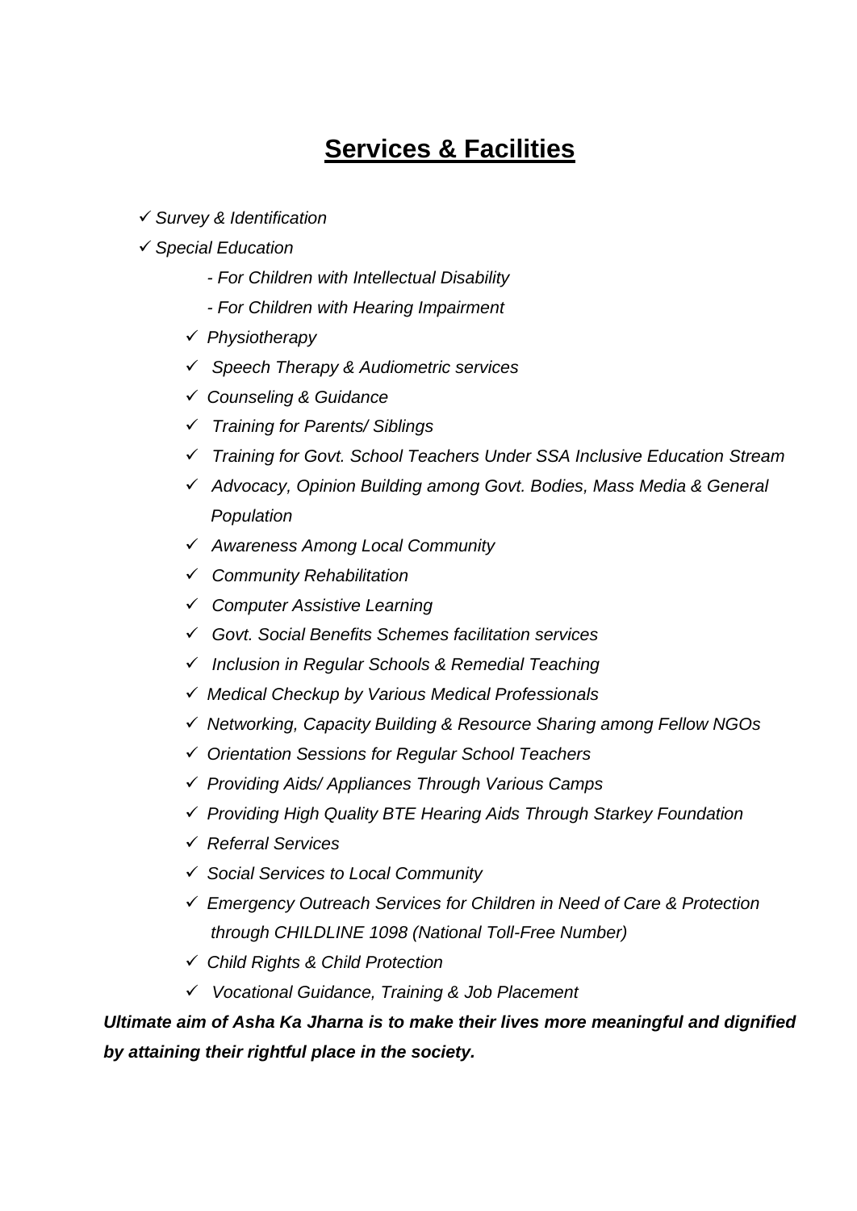# Services & Facilities

- ✓ *Survey & Identification*
- ✓ *Special Education*
    - *- For Children with Intellectual Disability*
    - *- For Children with Hearing Impairment*
- ✓ *Physiotherapy*
- ✓ *Speech Therapy & Audiometric services*
- ✓ *Counseling & Guidance*
- ✓ *Training for Parents/ Siblings*
- ✓ *Training for Govt. School Teachers Under SSA Inclusive Education Stream*
- ✓ *Advocacy, Opinion Building among Govt. Bodies, Mass Media & General Population*
- ✓ *Awareness Among Local Community*
- ✓ *Community Rehabilitation*
- ✓ *Computer Assistive Learning*
- ✓ *Govt. Social Benefits Schemes facilitation services*
- ✓ *Inclusion in Regular Schools & Remedial Teaching*
- ✓ *Medical Checkup by Various Medical Professionals*
- ✓ *Networking, Capacity Building & Resource Sharing among Fellow NGOs*
- ✓ *Orientation Sessions for Regular School Teachers*
- ✓ *Providing Aids/ Appliances Through Various Camps*
- ✓ *Providing High Quality BTE Hearing Aids Through Starkey Foundation*
- ✓ *Referral Services*
- ✓ *Social Services to Local Community*
- ✓ *Emergency Outreach Services for Children in Need of Care & Protection through CHILDLINE 1098 (National Toll-Free Number)*
- ✓ *Child Rights & Child Protection*
- ✓ *Vocational Guidance, Training & Job Placement*

***Ultimate aim of Asha Ka Jharna is to make their lives more meaningful and dignified by attaining their rightful place in the society.***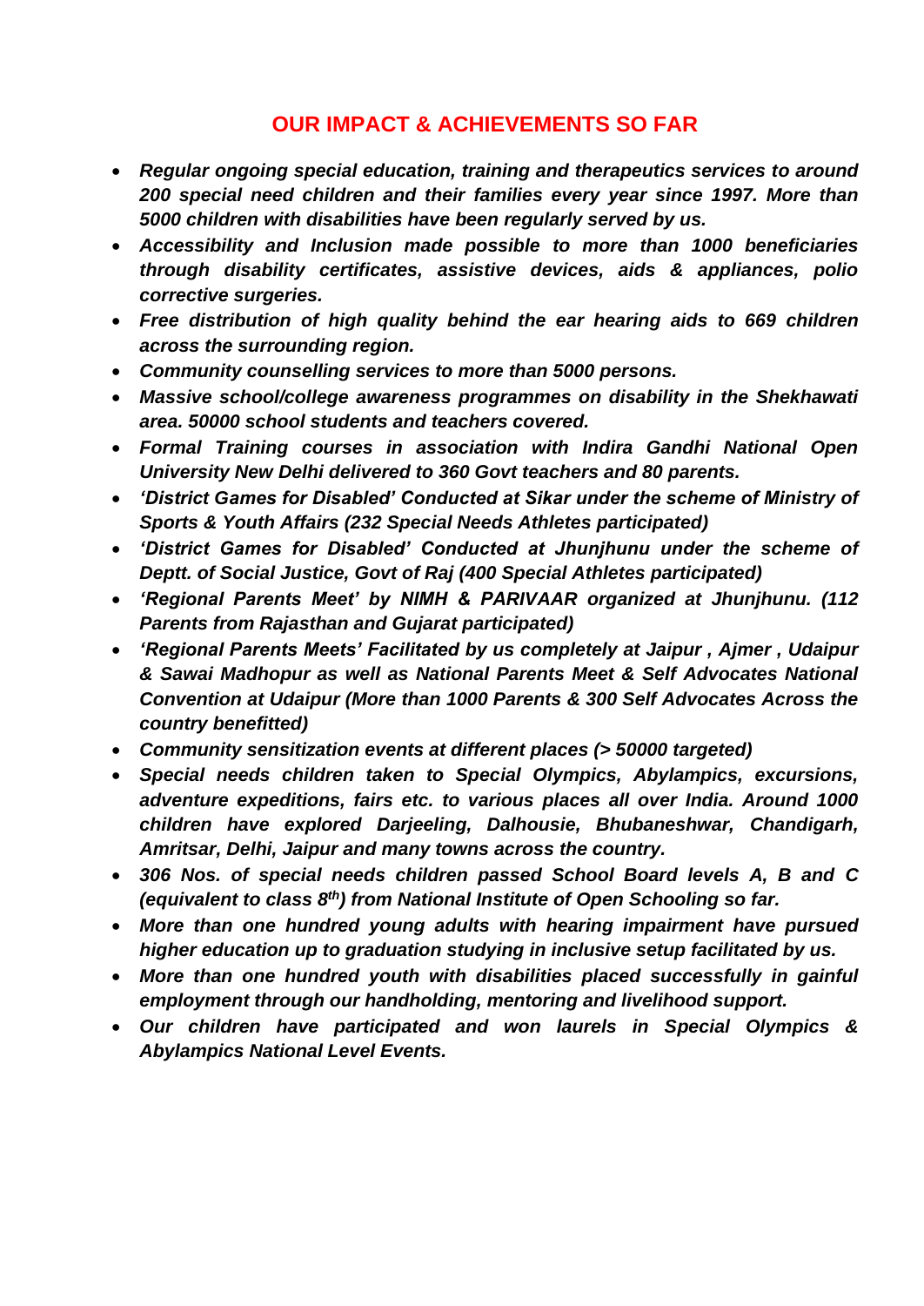## OUR IMPACT & ACHIEVEMENTS SO FAR

- ***Regular ongoing special education, training and therapeutics services to around 200 special need children and their families every year since 1997. More than 5000 children with disabilities have been regularly served by us.***
- ***Accessibility and Inclusion made possible to more than 1000 beneficiaries through disability certificates, assistive devices, aids & appliances, polio corrective surgeries.***
- ***Free distribution of high quality behind the ear hearing aids to 669 children across the surrounding region.***
- ***Community counselling services to more than 5000 persons.***
- ***Massive school/college awareness programmes on disability in the Shekhawati area. 50000 school students and teachers covered.***
- ***Formal Training courses in association with Indira Gandhi National Open University New Delhi delivered to 360 Govt teachers and 80 parents.***
- ***'District Games for Disabled' Conducted at Sikar under the scheme of Ministry of Sports & Youth Affairs (232 Special Needs Athletes participated)***
- ***'District Games for Disabled' Conducted at Jhunjhunu under the scheme of Deptt. of Social Justice, Govt of Raj (400 Special Athletes participated)***
- ***'Regional Parents Meet' by NIMH & PARIVAAR organized at Jhunjhunu. (112 Parents from Rajasthan and Gujarat participated)***
- ***'Regional Parents Meets' Facilitated by us completely at Jaipur , Ajmer , Udaipur & Sawai Madhopur as well as National Parents Meet & Self Advocates National Convention at Udaipur (More than 1000 Parents & 300 Self Advocates Across the country benefitted)***
- ***Community sensitization events at different places (> 50000 targeted)***
- ***Special needs children taken to Special Olympics, Abylampics, excursions, adventure expeditions, fairs etc. to various places all over India. Around 1000 children have explored Darjeeling, Dalhousie, Bhubaneshwar, Chandigarh, Amritsar, Delhi, Jaipur and many towns across the country.***
- ***306 Nos. of special needs children passed School Board levels A, B and C (equivalent to class 8th) from National Institute of Open Schooling so far.***
- ***More than one hundred young adults with hearing impairment have pursued higher education up to graduation studying in inclusive setup facilitated by us.***
- ***More than one hundred youth with disabilities placed successfully in gainful employment through our handholding, mentoring and livelihood support.***
- ***Our children have participated and won laurels in Special Olympics & Abylampics National Level Events.***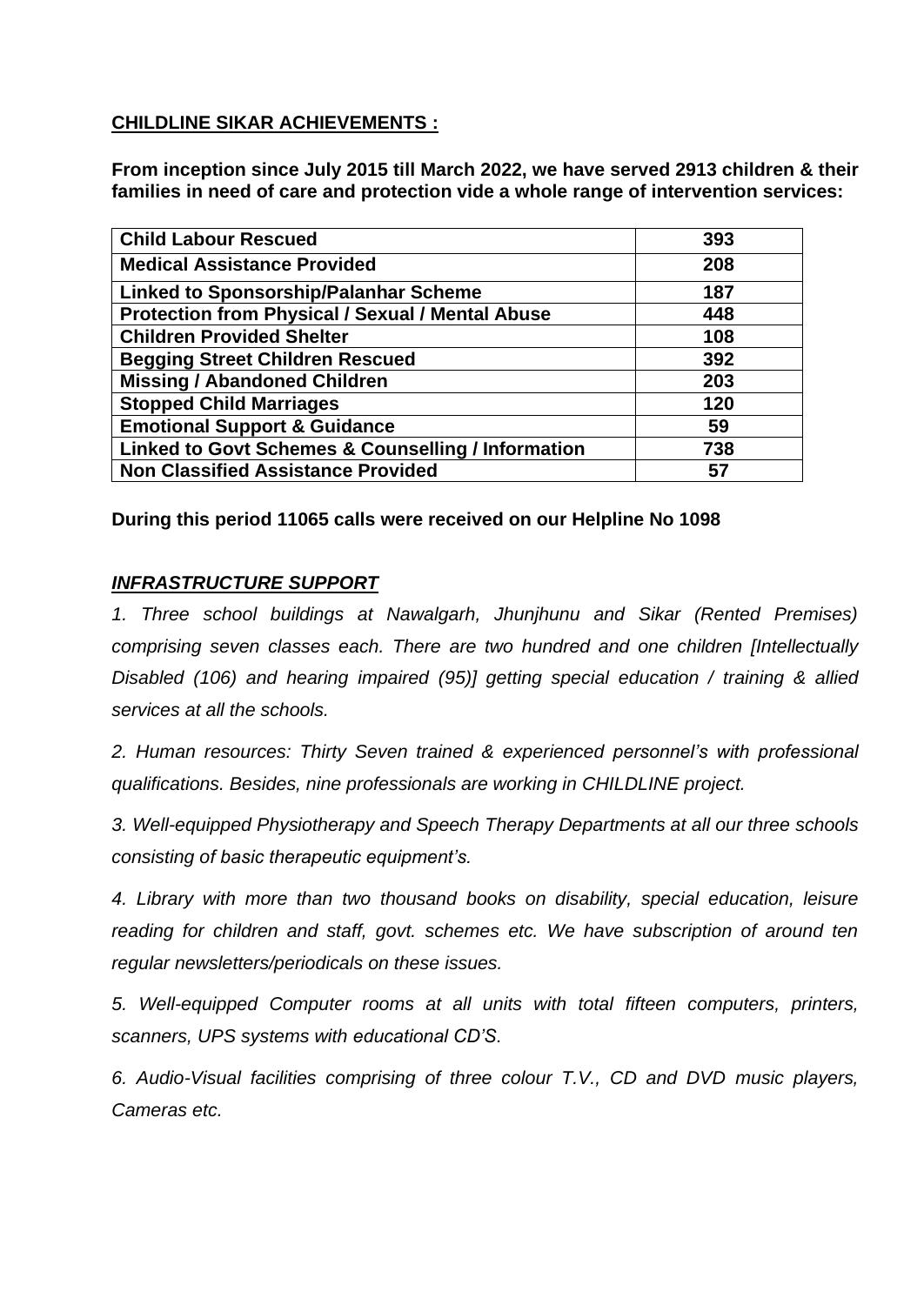**CHILDLINE SIKAR ACHIEVEMENTS :**

**From inception since July 2015 till March 2022, we have served 2913 children & their families in need of care and protection vide a whole range of intervention services:**

| | |
|---|---|
| **Child Labour Rescued** | **393** |
| **Medical Assistance Provided** | **208** |
| **Linked to Sponsorship/Palanhar Scheme** | **187** |
| **Protection from Physical / Sexual / Mental Abuse** | **448** |
| **Children Provided Shelter** | **108** |
| **Begging Street Children Rescued** | **392** |
| **Missing / Abandoned Children** | **203** |
| **Stopped Child Marriages** | **120** |
| **Emotional Support & Guidance** | **59** |
| **Linked to Govt Schemes & Counselling / Information** | **738** |
| **Non Classified Assistance Provided** | **57** |

**During this period 11065 calls were received on our Helpline No 1098**

***INFRASTRUCTURE SUPPORT***

*1. Three school buildings at Nawalgarh, Jhunjhunu and Sikar (Rented Premises) comprising seven classes each. There are two hundred and one children [Intellectually Disabled (106) and hearing impaired (95)] getting special education / training & allied services at all the schools.*

*2. Human resources: Thirty Seven trained & experienced personnel's with professional qualifications. Besides, nine professionals are working in CHILDLINE project.*

*3. Well-equipped Physiotherapy and Speech Therapy Departments at all our three schools consisting of basic therapeutic equipment's.*

*4. Library with more than two thousand books on disability, special education, leisure reading for children and staff, govt. schemes etc. We have subscription of around ten regular newsletters/periodicals on these issues.*

*5. Well-equipped Computer rooms at all units with total fifteen computers, printers, scanners, UPS systems with educational CD'S.*

*6. Audio-Visual facilities comprising of three colour T.V., CD and DVD music players, Cameras etc.*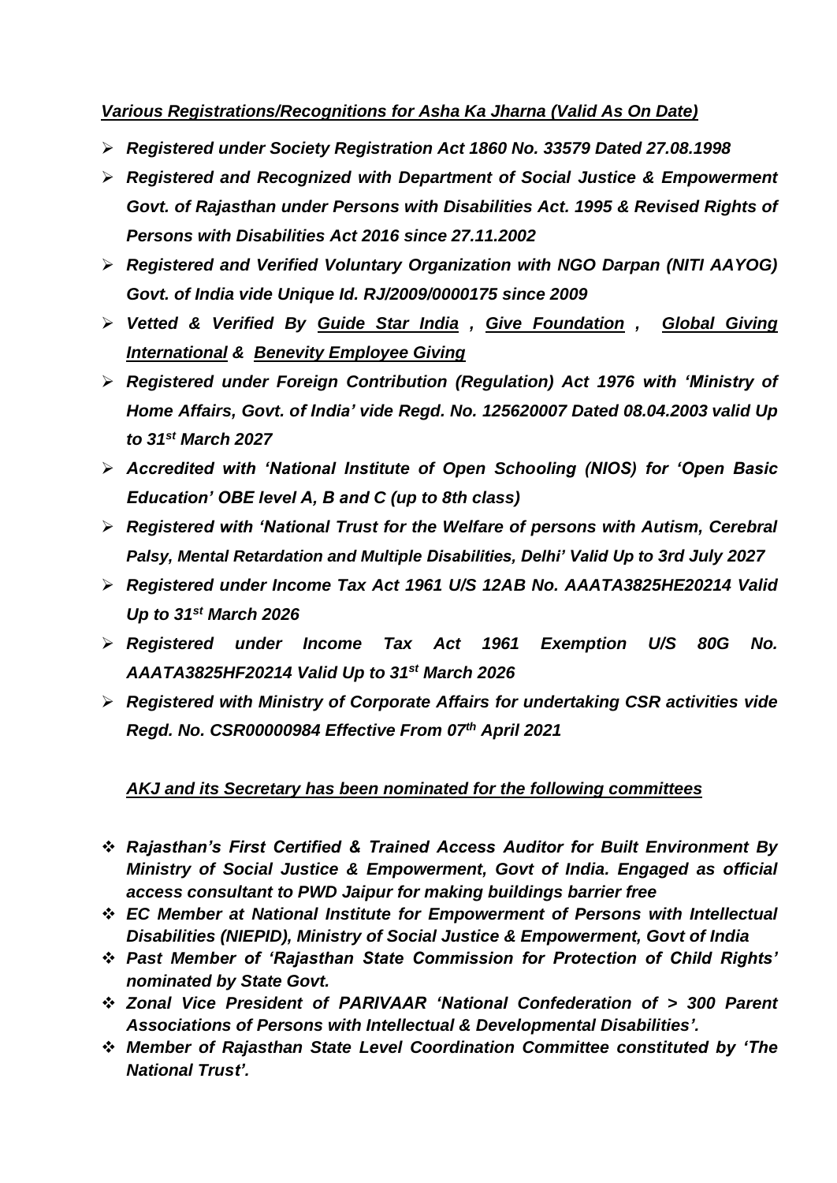***Various Registrations/Recognitions for Asha Ka Jharna (Valid As On Date)***

- ***Registered under Society Registration Act 1860 No. 33579 Dated 27.08.1998***
- ***Registered and Recognized with Department of Social Justice & Empowerment Govt. of Rajasthan under Persons with Disabilities Act. 1995 & Revised Rights of Persons with Disabilities Act 2016 since 27.11.2002***
- ***Registered and Verified Voluntary Organization with NGO Darpan (NITI AAYOG) Govt. of India vide Unique Id. RJ/2009/0000175 since 2009***
- ***Vetted & Verified By Guide Star India , Give Foundation , Global Giving International & Benevity Employee Giving***
- ***Registered under Foreign Contribution (Regulation) Act 1976 with 'Ministry of Home Affairs, Govt. of India' vide Regd. No. 125620007 Dated 08.04.2003 valid Up to 31st March 2027***
- ***Accredited with 'National Institute of Open Schooling (NIOS) for 'Open Basic Education' OBE level A, B and C (up to 8th class)***
- ***Registered with 'National Trust for the Welfare of persons with Autism, Cerebral Palsy, Mental Retardation and Multiple Disabilities, Delhi' Valid Up to 3rd July 2027***
- ***Registered under Income Tax Act 1961 U/S 12AB No. AAATA3825HE20214 Valid Up to 31st March 2026***
- ***Registered under Income Tax Act 1961 Exemption U/S 80G No. AAATA3825HF20214 Valid Up to 31st March 2026***
- ***Registered with Ministry of Corporate Affairs for undertaking CSR activities vide Regd. No. CSR00000984 Effective From 07th April 2021***

***AKJ and its Secretary has been nominated for the following committees***

- ***Rajasthan's First Certified & Trained Access Auditor for Built Environment By Ministry of Social Justice & Empowerment, Govt of India. Engaged as official access consultant to PWD Jaipur for making buildings barrier free***
- ***EC Member at National Institute for Empowerment of Persons with Intellectual Disabilities (NIEPID), Ministry of Social Justice & Empowerment, Govt of India***
- ***Past Member of 'Rajasthan State Commission for Protection of Child Rights' nominated by State Govt.***
- ***Zonal Vice President of PARIVAAR 'National Confederation of > 300 Parent Associations of Persons with Intellectual & Developmental Disabilities'.***
- ***Member of Rajasthan State Level Coordination Committee constituted by 'The National Trust'.***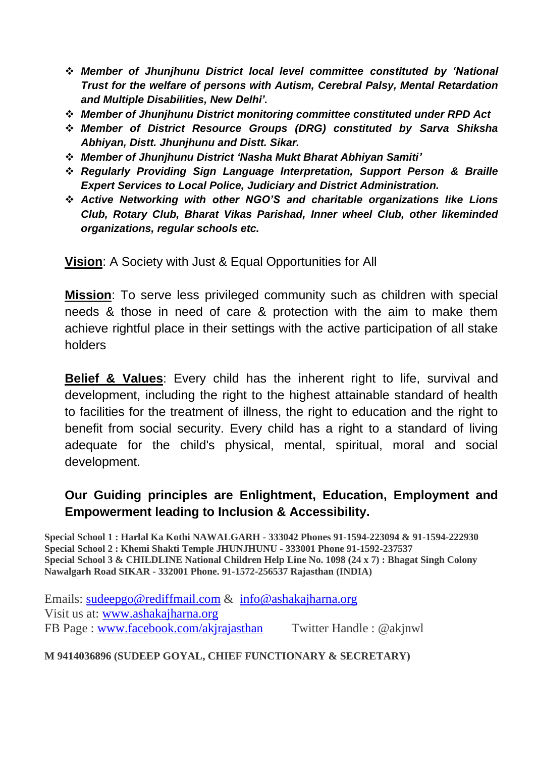- ***Member of Jhunjhunu District local level committee constituted by 'National Trust for the welfare of persons with Autism, Cerebral Palsy, Mental Retardation and Multiple Disabilities, New Delhi'.***
- ***Member of Jhunjhunu District monitoring committee constituted under RPD Act***
- ***Member of District Resource Groups (DRG) constituted by Sarva Shiksha Abhiyan, Distt. Jhunjhunu and Distt. Sikar.***
- ***Member of Jhunjhunu District 'Nasha Mukt Bharat Abhiyan Samiti'***
- ***Regularly Providing Sign Language Interpretation, Support Person & Braille Expert Services to Local Police, Judiciary and District Administration.***
- ***Active Networking with other NGO'S and charitable organizations like Lions Club, Rotary Club, Bharat Vikas Parishad, Inner wheel Club, other likeminded organizations, regular schools etc.***

**Vision**: A Society with Just & Equal Opportunities for All

**Mission**: To serve less privileged community such as children with special needs & those in need of care & protection with the aim to make them achieve rightful place in their settings with the active participation of all stake holders

**Belief & Values**: Every child has the inherent right to life, survival and development, including the right to the highest attainable standard of health to facilities for the treatment of illness, the right to education and the right to benefit from social security. Every child has a right to a standard of living adequate for the child's physical, mental, spiritual, moral and social development.

**Our Guiding principles are Enlightment, Education, Employment and Empowerment leading to Inclusion & Accessibility.**

**Special School 1 : Harlal Ka Kothi NAWALGARH - 333042 Phones 91-1594-223094 & 91-1594-222930**
**Special School 2 : Khemi Shakti Temple JHUNJHUNU - 333001 Phone 91-1592-237537**
**Special School 3 & CHILDLINE National Children Help Line No. 1098 (24 x 7) : Bhagat Singh Colony Nawalgarh Road SIKAR - 332001 Phone. 91-1572-256537 Rajasthan (INDIA)**

Emails: sudeepgo@rediffmail.com & info@ashakajharna.org
Visit us at: www.ashakajharna.org
FB Page : www.facebook.com/akjrajasthan Twitter Handle : @akjnwl

**M 9414036896 (SUDEEP GOYAL, CHIEF FUNCTIONARY & SECRETARY)**